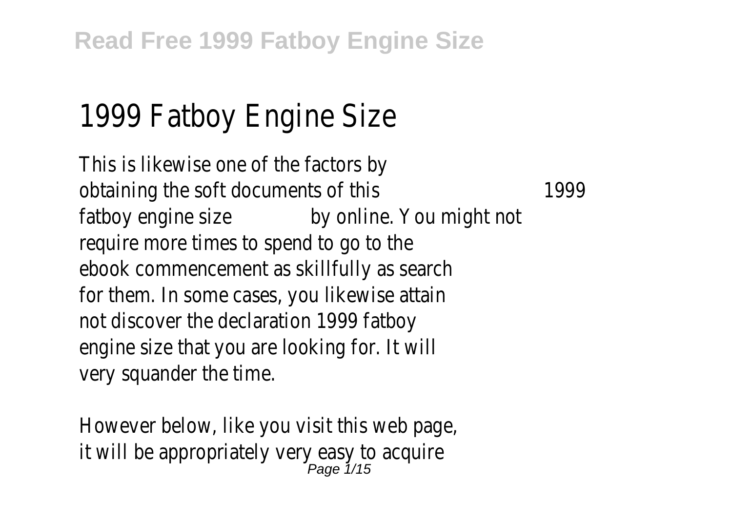# 1999 Fatboy Engine Size

This is likewise one of the factors by obtaining the soft documents of this **1999 fatboy engine size** by online. You might not require more times to spend to go to the ebook commencement as skillfully as search for them. In some cases, you likewise attain not discover the declaration 1999 fatboy engine size that you are looking for. It will very squander the time.

However below, like you visit this web page, it will be appropriately very easy to acquire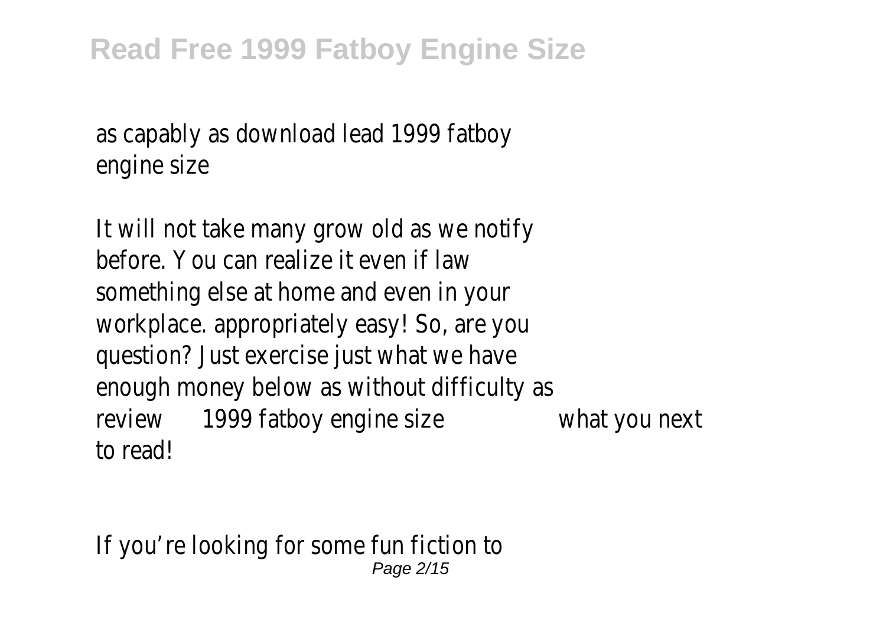as capably as download lead 1999 fatboy engine size

It will not take many grow old as we notify before. You can realize it even if law something else at home and even in your workplace. appropriately easy! So, are you question? Just exercise just what we have enough money below as without difficulty as review 1999 fatboy engine size what you next to read!

If you're looking for some fun fiction to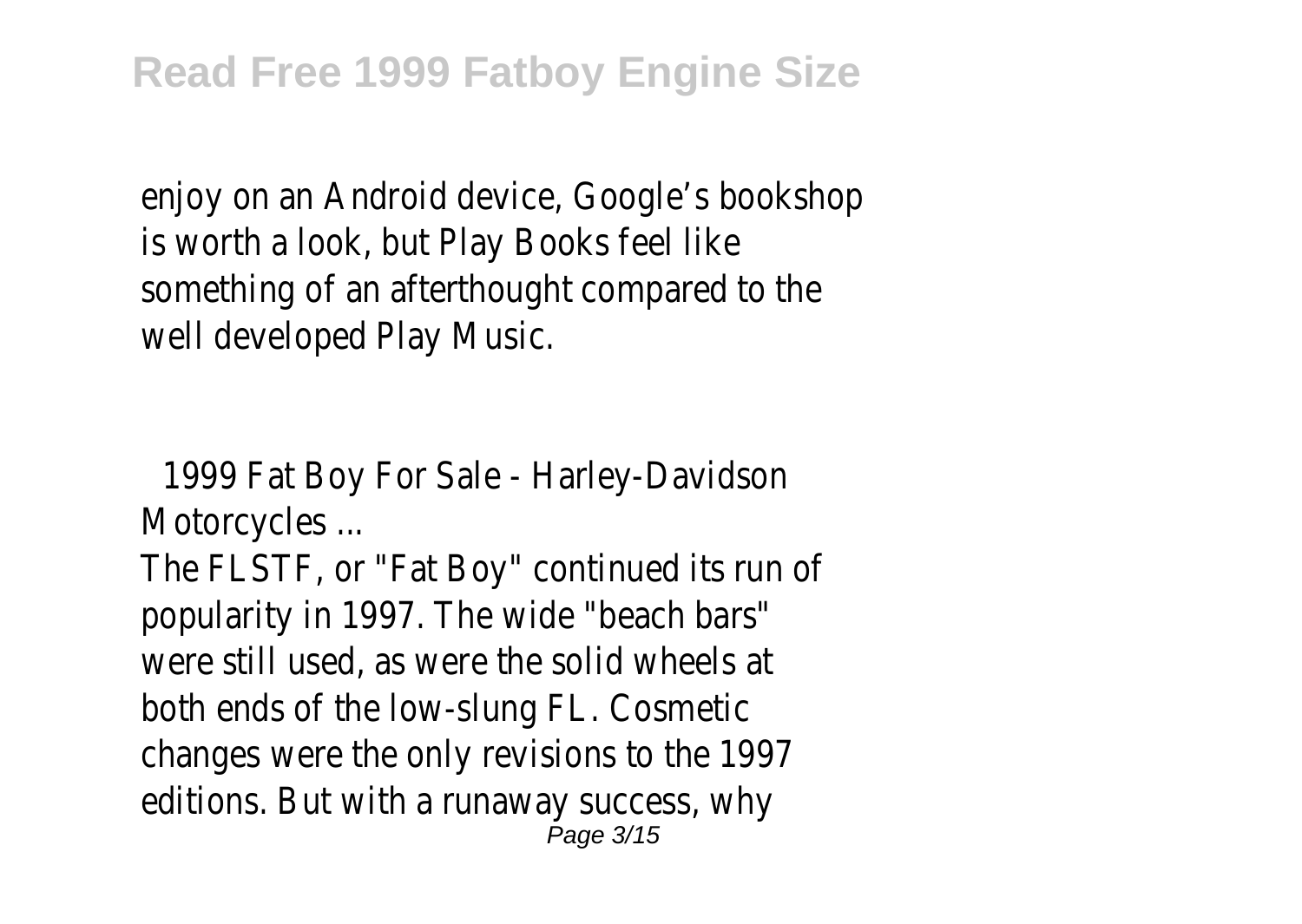enjoy on an Android device, Google's bookshop is worth a look, but Play Books feel like something of an afterthought compared to the well developed Play Music.

## 1999 Fat Boy For Sale - Harley-Davidson Motorcycles ...

The FLSTF, or "Fat Boy" continued its run of popularity in 1997. The wide "beach bars" were still used, as were the solid wheels at both ends of the low-slung FL. Cosmetic changes were the only revisions to the 1997 editions. But with a runaway success, why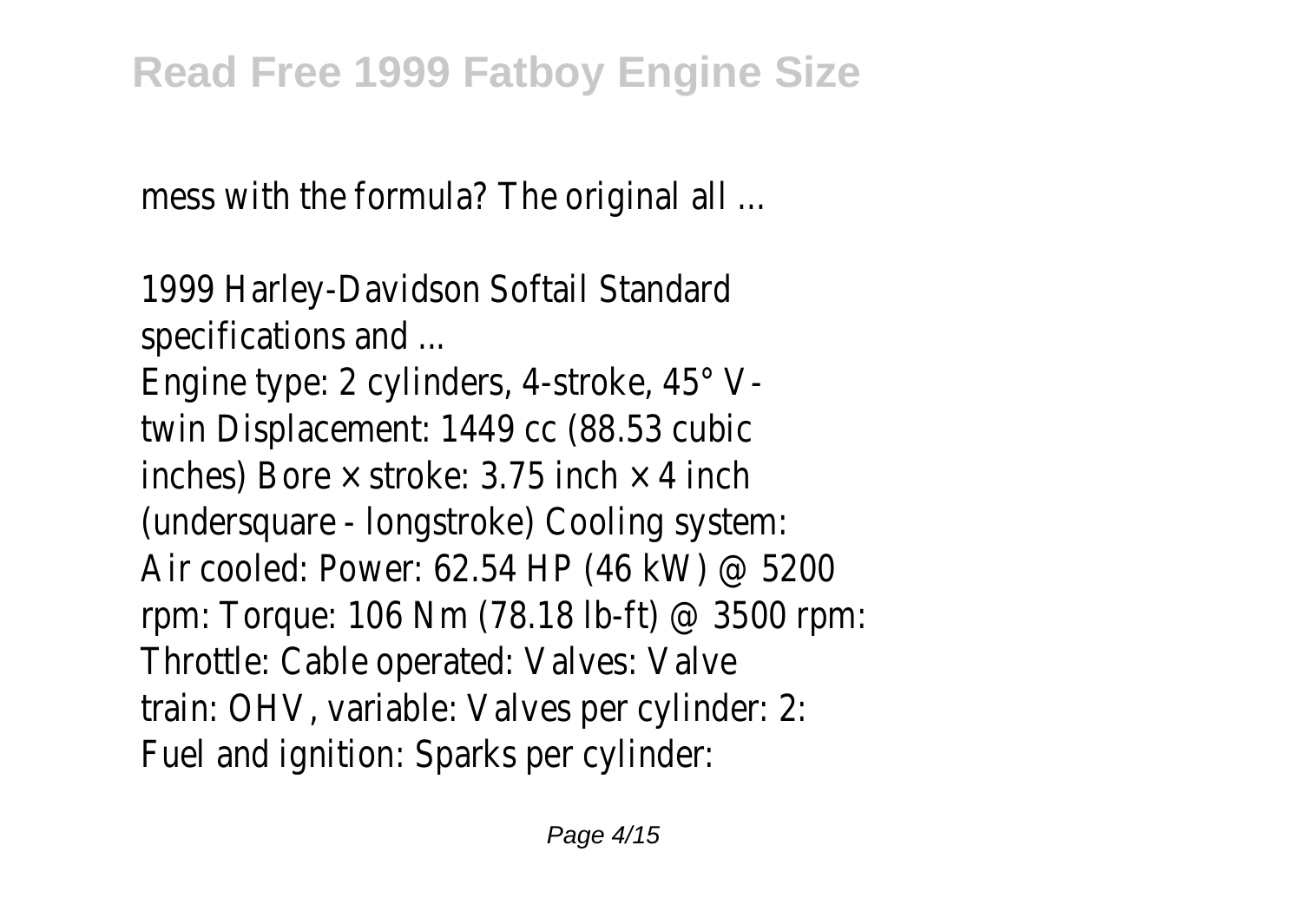mess with the formula? The original all ...

1999 Harley-Davidson Softail Standard specifications and ...

Engine type: 2 cylinders, 4-stroke, 45° V-twin Displacement: 1449 cc (88.53 cubic inches) Bore × stroke: 3.75 inch × 4 inch (undersquare - longstroke) Cooling system: Air cooled: Power: 62.54 HP (46 kW) @ 5200 rpm: Torque: 106 Nm (78.18 lb-ft) @ 3500 rpm: Throttle: Cable operated: Valves: Valve train: OHV, variable: Valves per cylinder: 2: Fuel and ignition: Sparks per cylinder: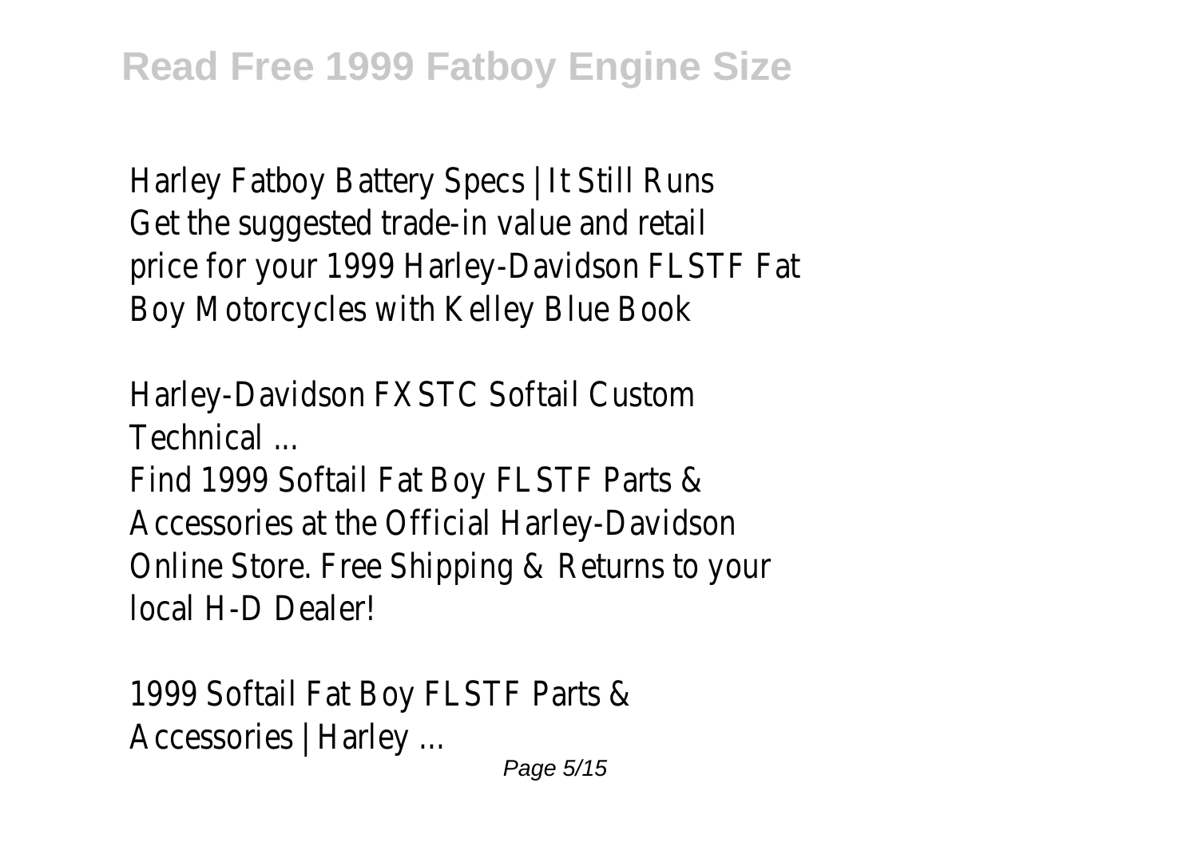Harley Fatboy Battery Specs | It Still Runs
Get the suggested trade-in value and retail price for your 1999 Harley-Davidson FLSTF Fat Boy Motorcycles with Kelley Blue Book

Harley-Davidson FXSTC Softail Custom Technical ...
Find 1999 Softail Fat Boy FLSTF Parts & Accessories at the Official Harley-Davidson Online Store. Free Shipping & Returns to your local H-D Dealer!

1999 Softail Fat Boy FLSTF Parts & Accessories | Harley ...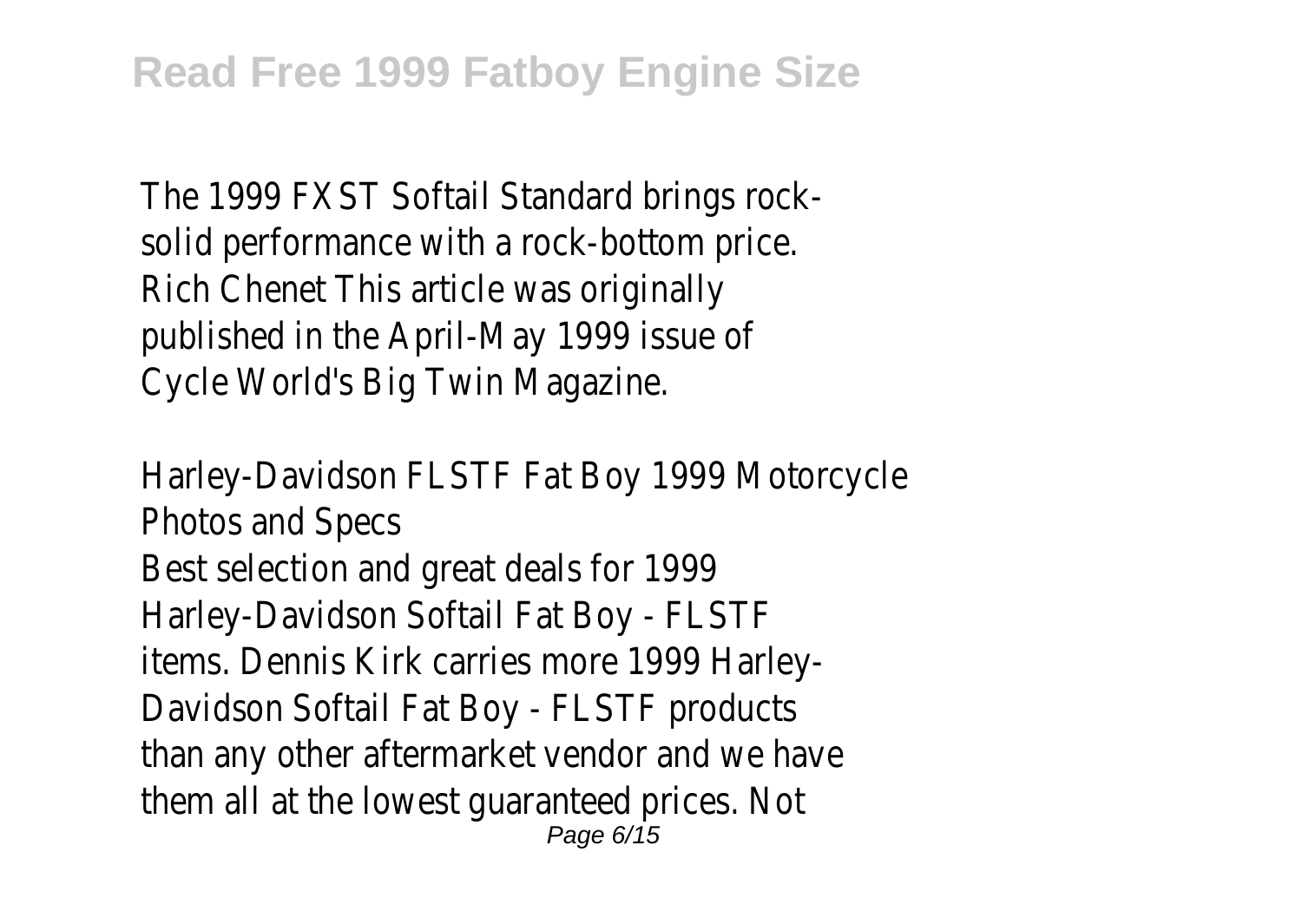The 1999 FXST Softail Standard brings rock-solid performance with a rock-bottom price. Rich Chenet This article was originally published in the April-May 1999 issue of Cycle World's Big Twin Magazine.

Harley-Davidson FLSTF Fat Boy 1999 Motorcycle Photos and Specs

Best selection and great deals for 1999 Harley-Davidson Softail Fat Boy - FLSTF items. Dennis Kirk carries more 1999 Harley-Davidson Softail Fat Boy - FLSTF products than any other aftermarket vendor and we have them all at the lowest guaranteed prices. Not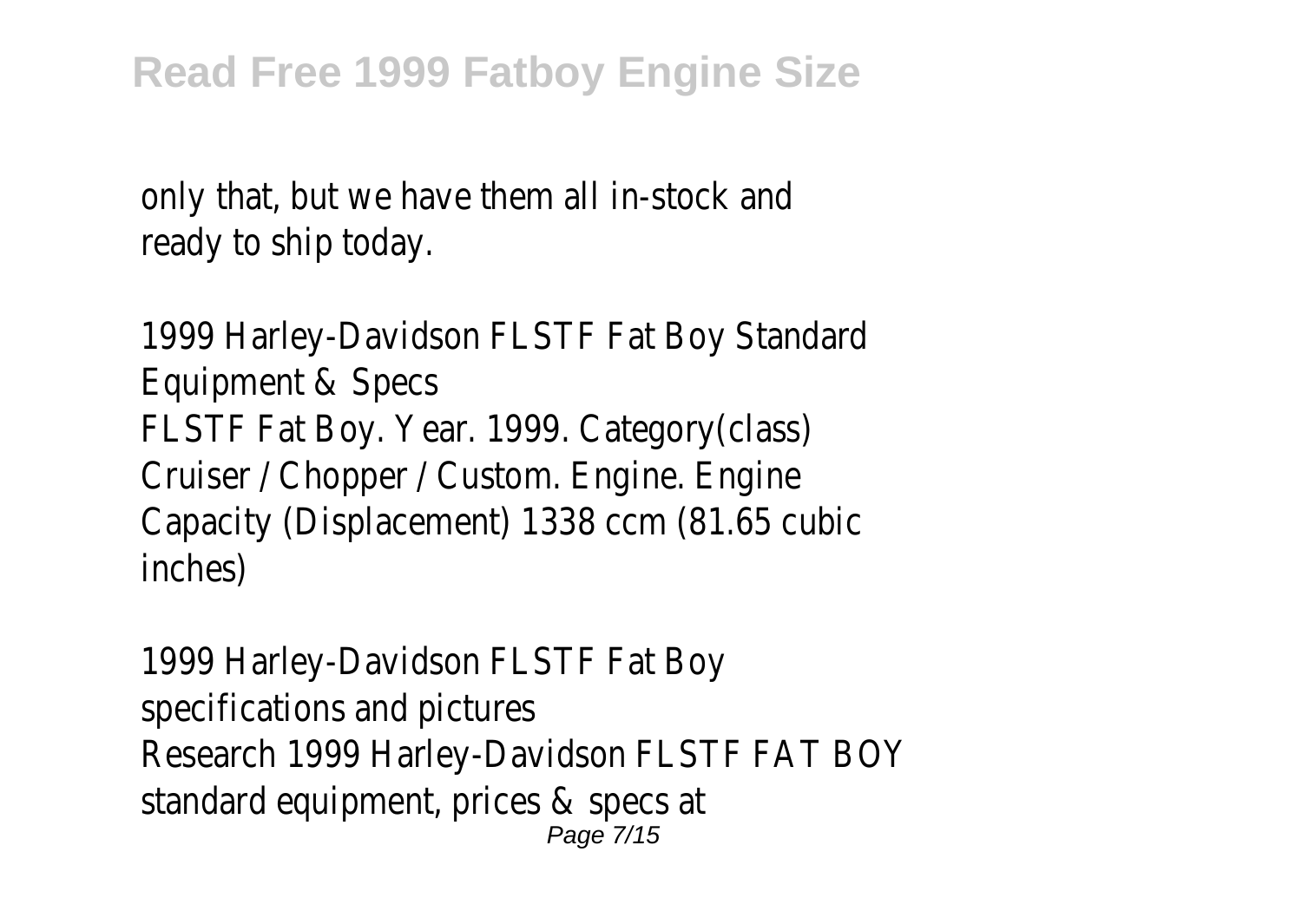only that, but we have them all in-stock and ready to ship today.

1999 Harley-Davidson FLSTF Fat Boy Standard Equipment & Specs
FLSTF Fat Boy. Year. 1999. Category(class) Cruiser / Chopper / Custom. Engine. Engine Capacity (Displacement) 1338 ccm (81.65 cubic inches)

1999 Harley-Davidson FLSTF Fat Boy specifications and pictures
Research 1999 Harley-Davidson FLSTF FAT BOY standard equipment, prices & specs at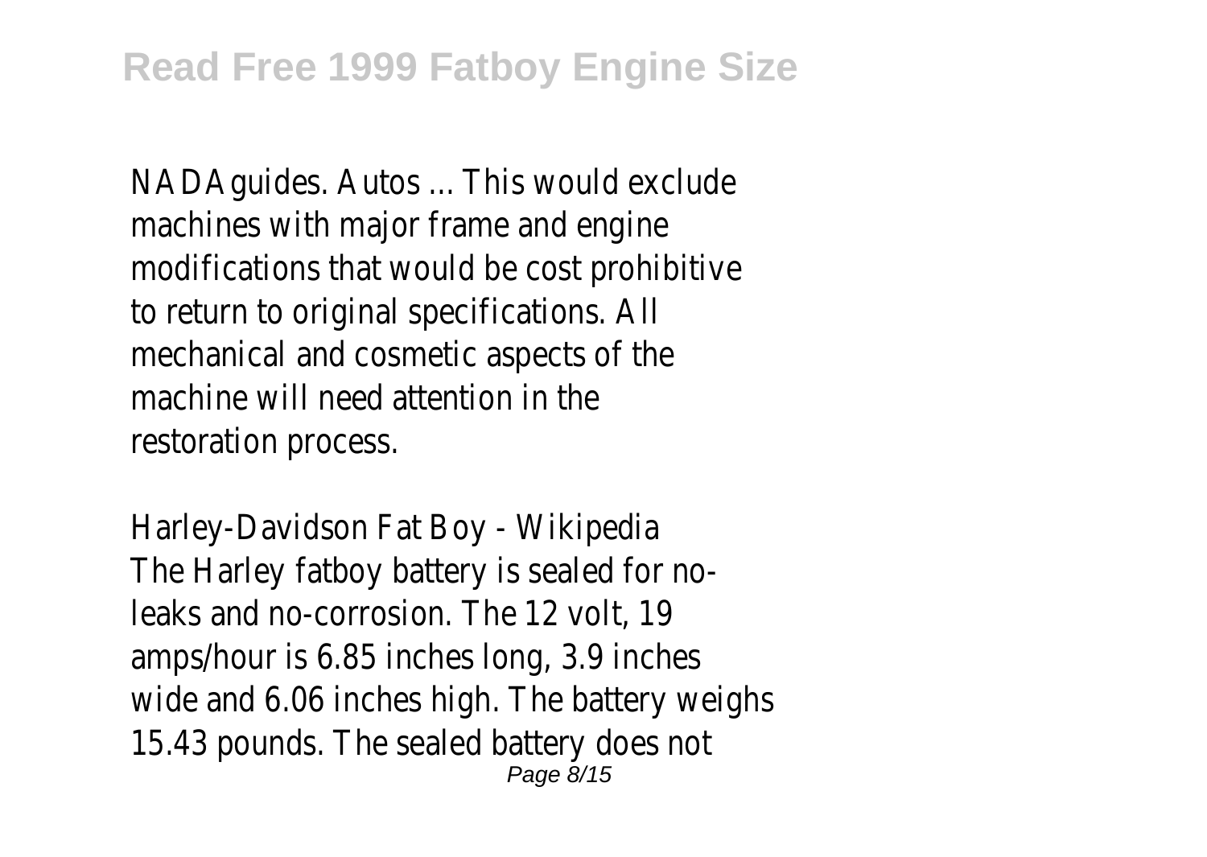NADAguides. Autos ... This would exclude machines with major frame and engine modifications that would be cost prohibitive to return to original specifications. All mechanical and cosmetic aspects of the machine will need attention in the restoration process.

Harley-Davidson Fat Boy - Wikipedia
The Harley fatboy battery is sealed for no-leaks and no-corrosion. The 12 volt, 19 amps/hour is 6.85 inches long, 3.9 inches wide and 6.06 inches high. The battery weighs 15.43 pounds. The sealed battery does not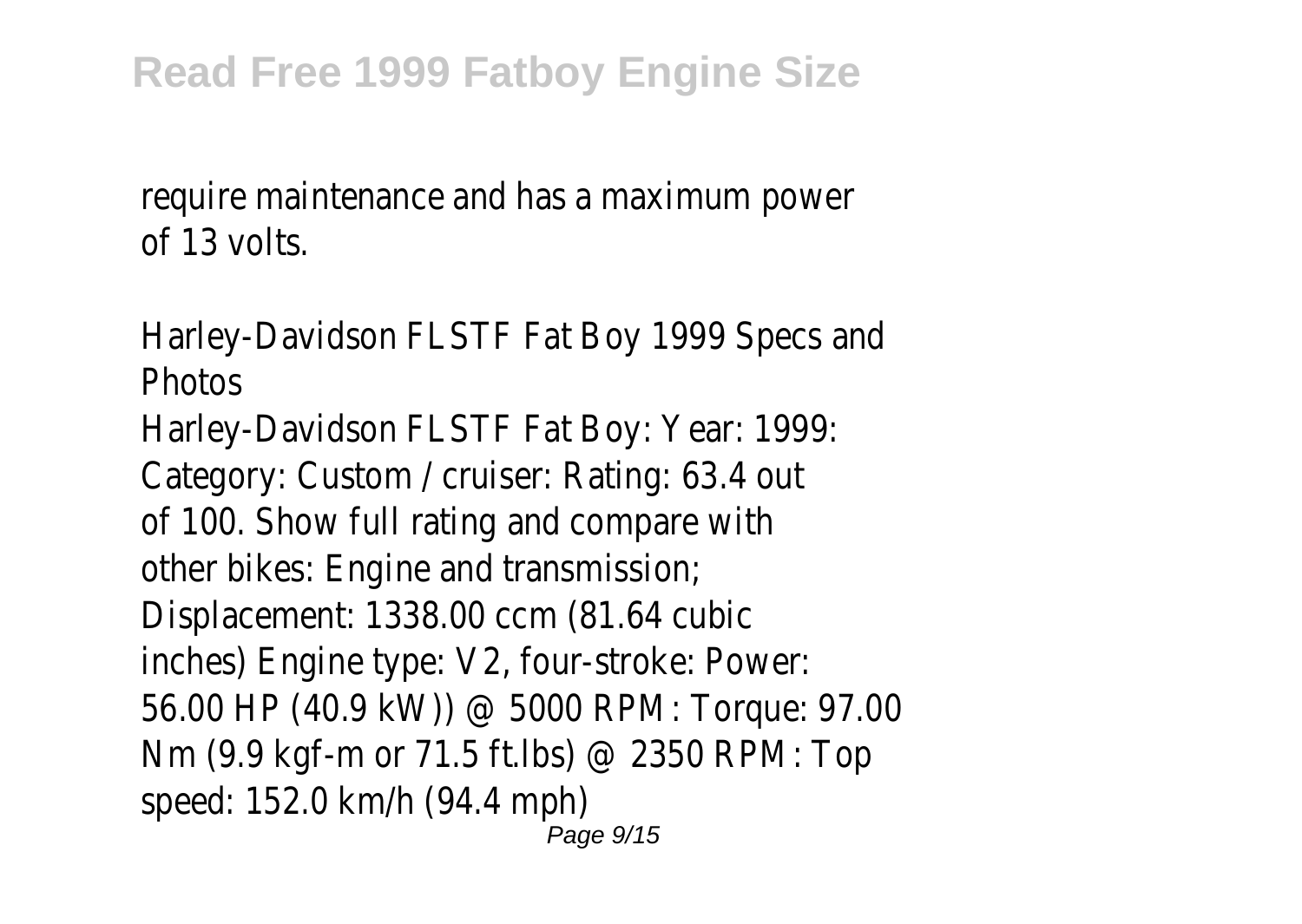require maintenance and has a maximum power of 13 volts.

Harley-Davidson FLSTF Fat Boy 1999 Specs and Photos

Harley-Davidson FLSTF Fat Boy: Year: 1999: Category: Custom / cruiser: Rating: 63.4 out of 100. Show full rating and compare with other bikes: Engine and transmission; Displacement: 1338.00 ccm (81.64 cubic inches) Engine type: V2, four-stroke: Power: 56.00 HP (40.9 kW)) @ 5000 RPM: Torque: 97.00 Nm (9.9 kgf-m or 71.5 ft.lbs) @ 2350 RPM: Top speed: 152.0 km/h (94.4 mph)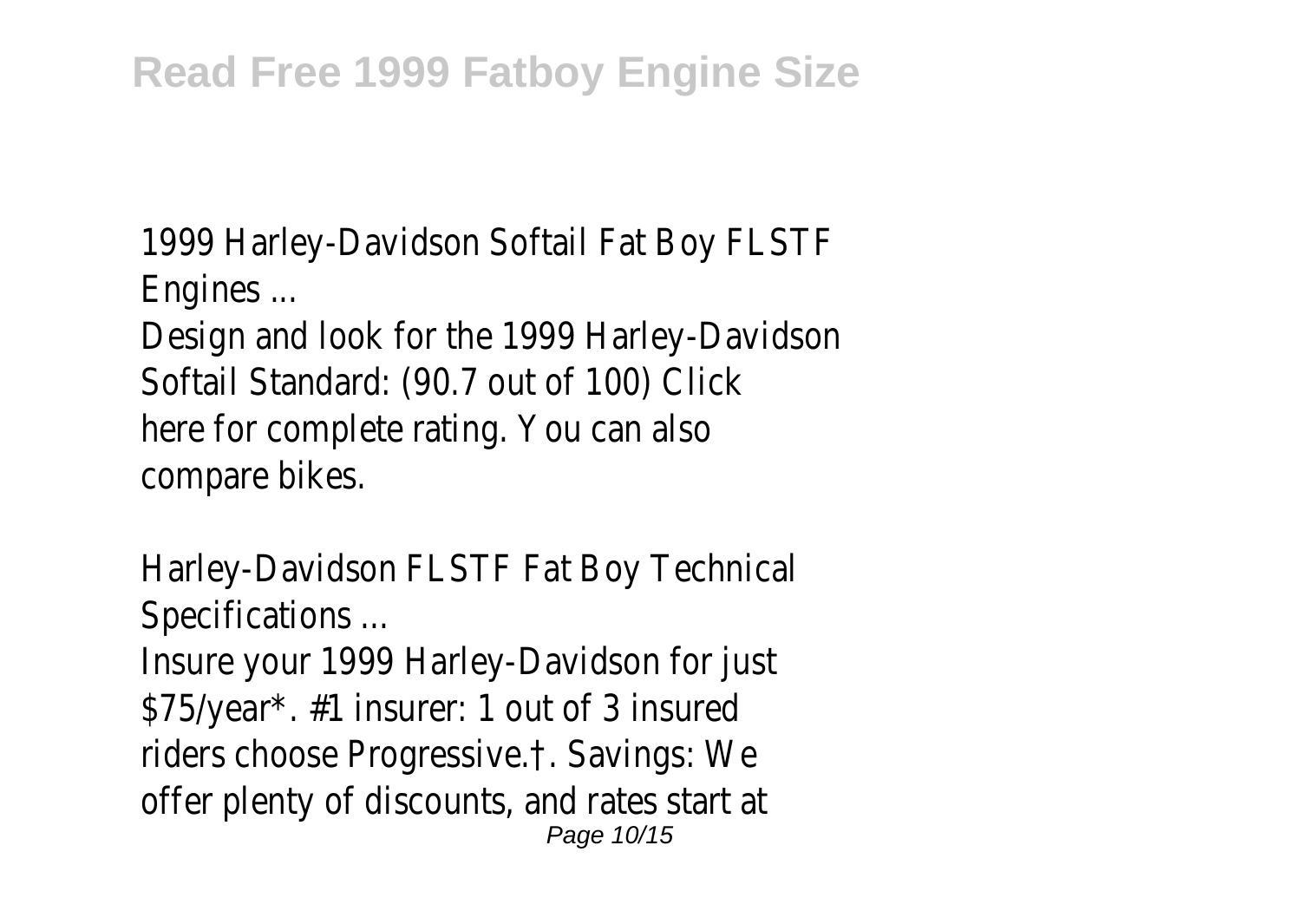1999 Harley-Davidson Softail Fat Boy FLSTF Engines ...

Design and look for the 1999 Harley-Davidson Softail Standard: (90.7 out of 100) Click here for complete rating. You can also compare bikes.

Harley-Davidson FLSTF Fat Boy Technical Specifications ...

Insure your 1999 Harley-Davidson for just $75/year*. #1 insurer: 1 out of 3 insured riders choose Progressive.†. Savings: We offer plenty of discounts, and rates start at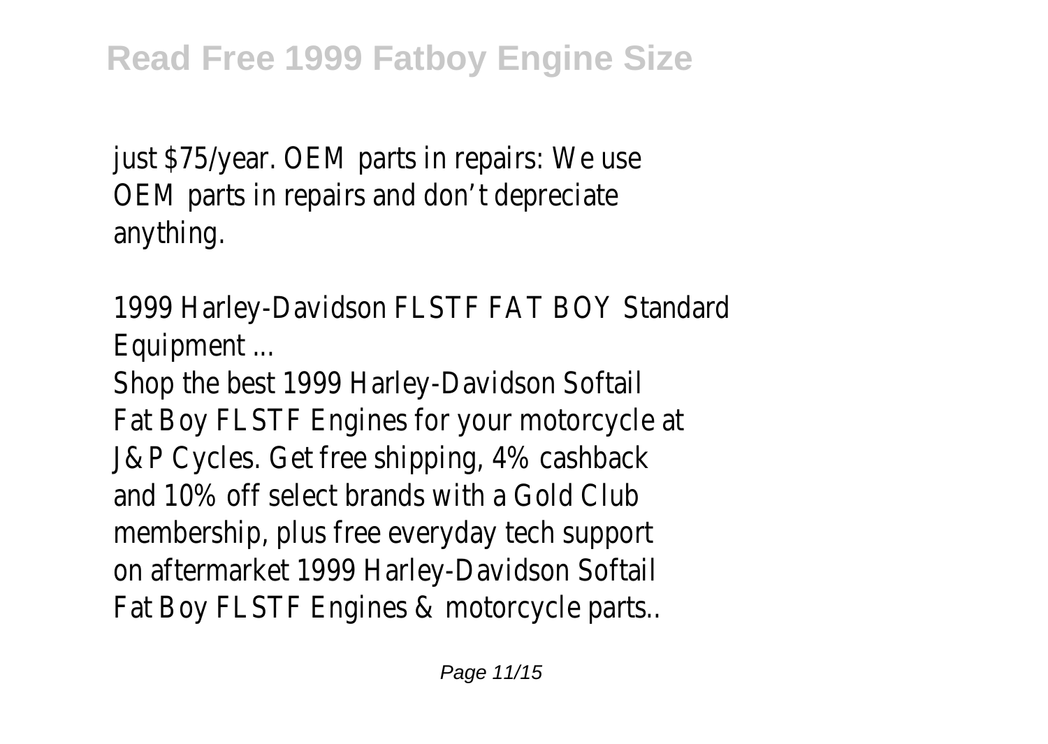just $75/year. OEM parts in repairs: We use OEM parts in repairs and don't depreciate anything.

1999 Harley-Davidson FLSTF FAT BOY Standard Equipment ...

Shop the best 1999 Harley-Davidson Softail Fat Boy FLSTF Engines for your motorcycle at J&P Cycles. Get free shipping, 4% cashback and 10% off select brands with a Gold Club membership, plus free everyday tech support on aftermarket 1999 Harley-Davidson Softail Fat Boy FLSTF Engines & motorcycle parts..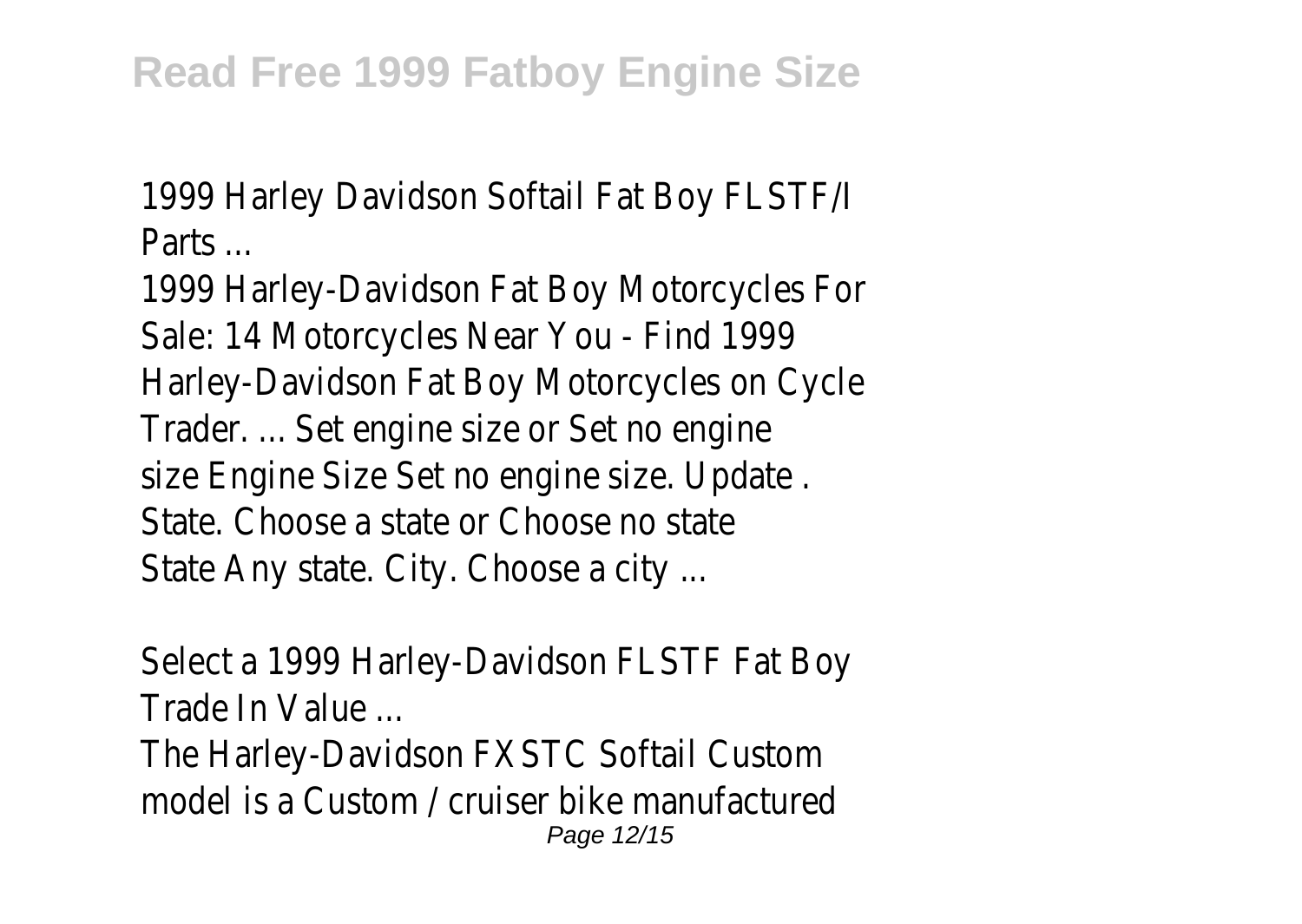1999 Harley Davidson Softail Fat Boy FLSTF/I Parts ...

1999 Harley-Davidson Fat Boy Motorcycles For Sale: 14 Motorcycles Near You - Find 1999 Harley-Davidson Fat Boy Motorcycles on Cycle Trader. ... Set engine size or Set no engine size Engine Size Set no engine size. Update . State. Choose a state or Choose no state State Any state. City. Choose a city ...

Select a 1999 Harley-Davidson FLSTF Fat Boy Trade In Value ...

The Harley-Davidson FXSTC Softail Custom model is a Custom / cruiser bike manufactured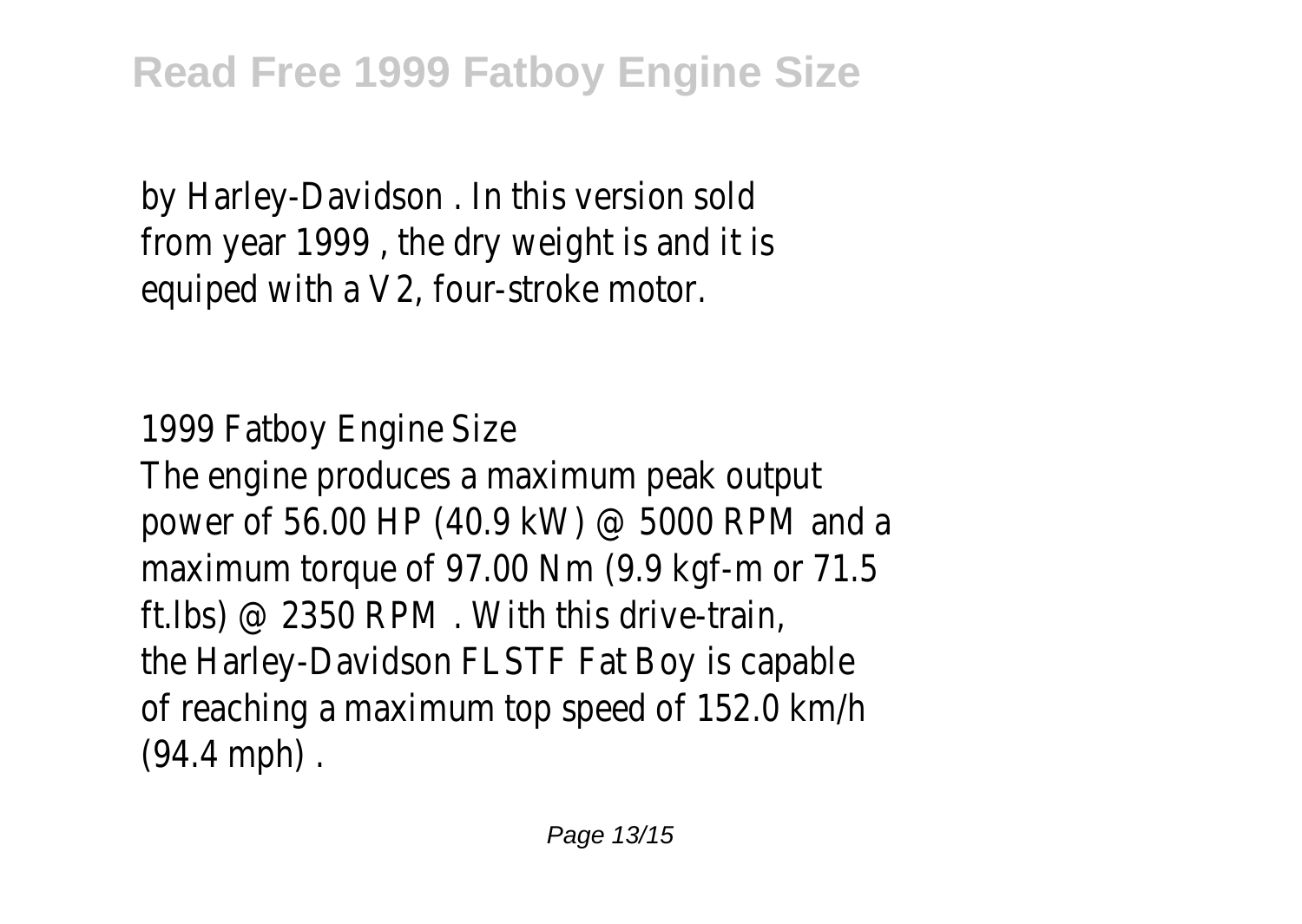by Harley-Davidson . In this version sold from year 1999 , the dry weight is and it is equiped with a V2, four-stroke motor.

1999 Fatboy Engine Size

The engine produces a maximum peak output power of 56.00 HP (40.9 kW) @ 5000 RPM and a maximum torque of 97.00 Nm (9.9 kgf-m or 71.5 ft.lbs) @ 2350 RPM . With this drive-train, the Harley-Davidson FLSTF Fat Boy is capable of reaching a maximum top speed of 152.0 km/h (94.4 mph) .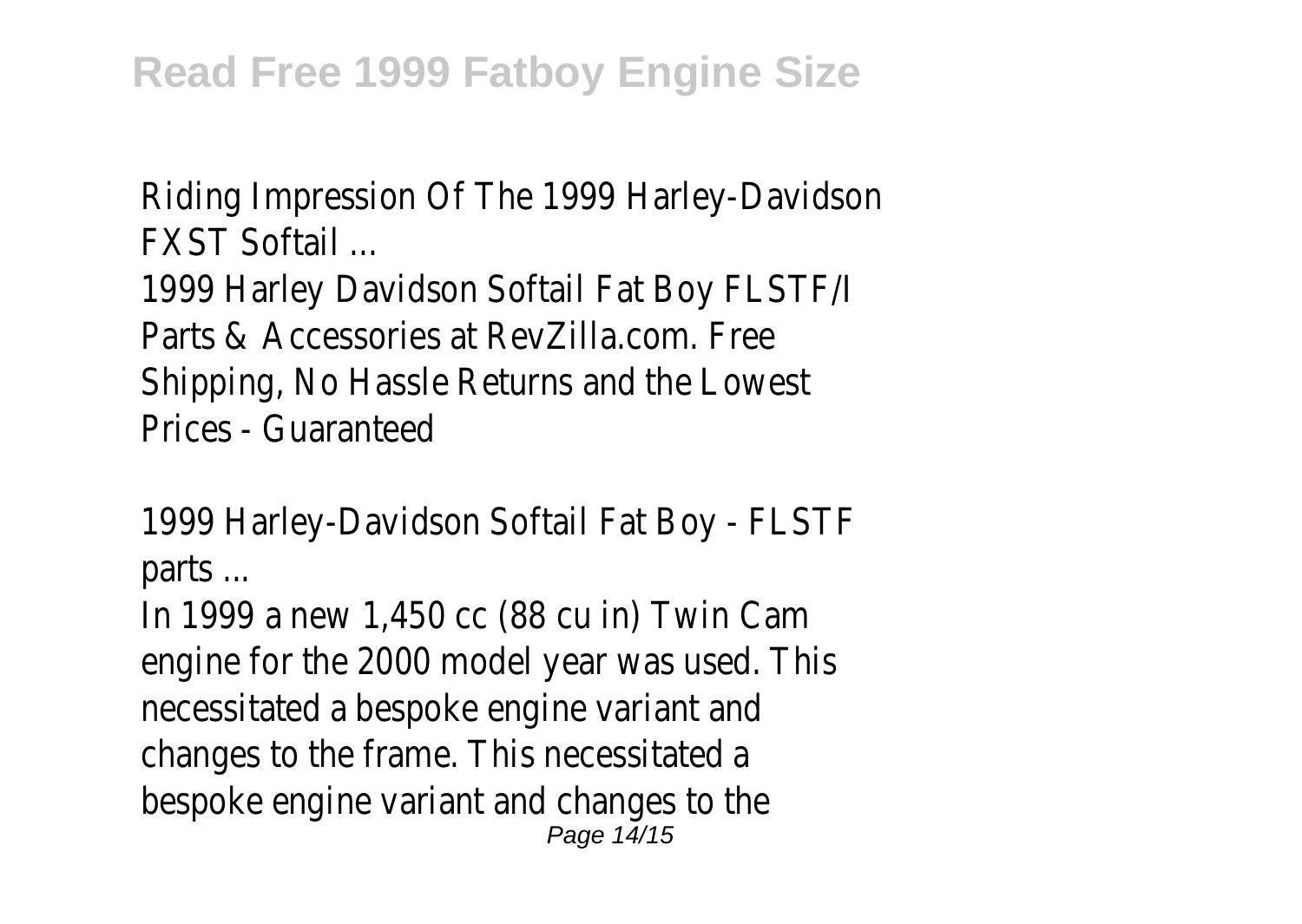Riding Impression Of The 1999 Harley-Davidson FXST Softail ...

1999 Harley Davidson Softail Fat Boy FLSTF/I Parts & Accessories at RevZilla.com. Free Shipping, No Hassle Returns and the Lowest Prices - Guaranteed

1999 Harley-Davidson Softail Fat Boy - FLSTF parts ...

In 1999 a new 1,450 cc (88 cu in) Twin Cam engine for the 2000 model year was used. This necessitated a bespoke engine variant and changes to the frame. This necessitated a bespoke engine variant and changes to the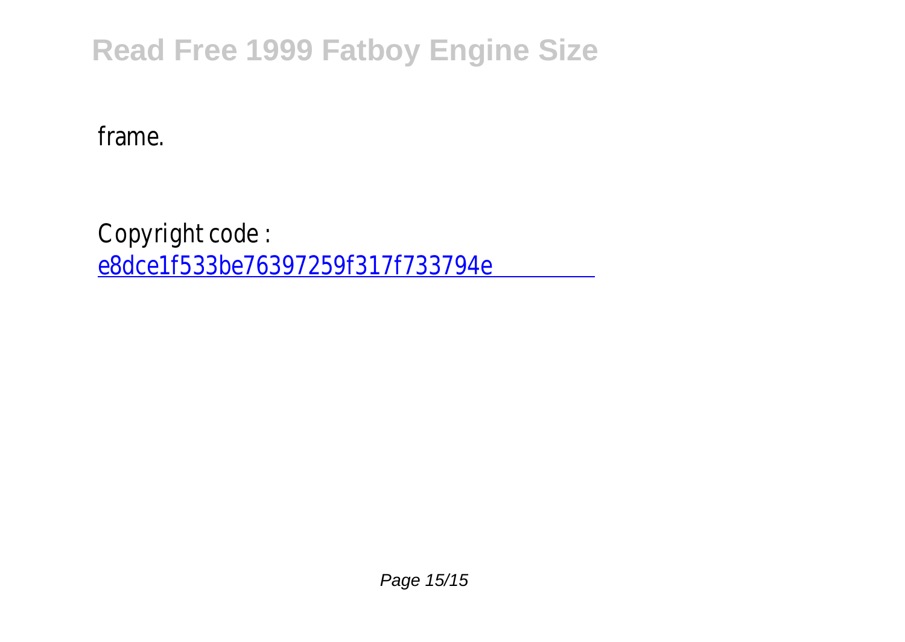frame.

Copyright code : e8dce1f533be76397259f317f733794e